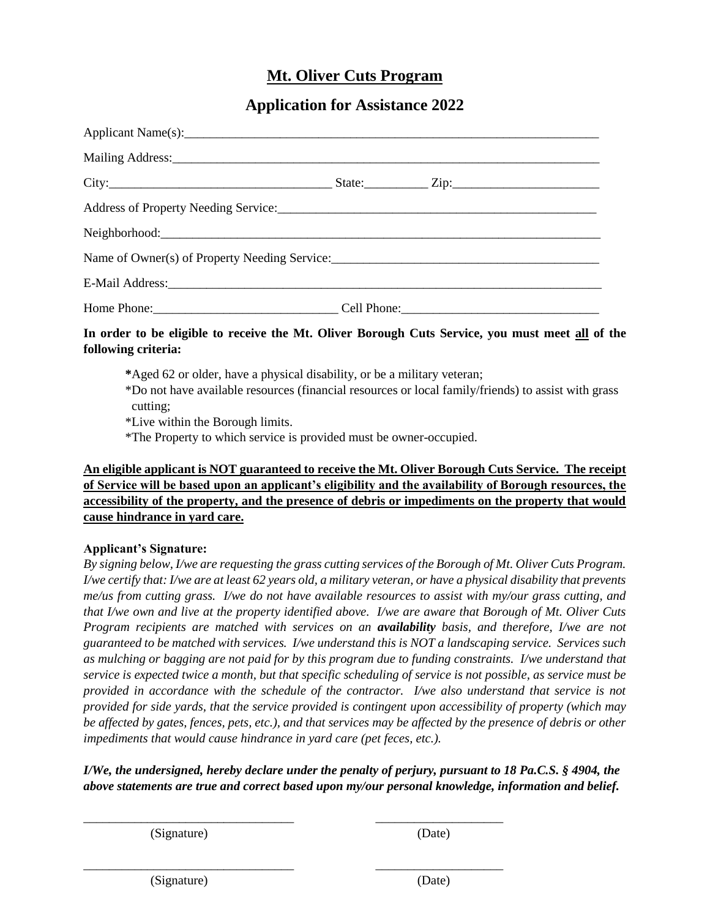# Mt. Oliver Cuts Program

## Application for Assistance 2022

Applicant Name(s):_______________________________________________________________

Mailing Address:_________________________________________________________________

City:_________________________________ State:__________ Zip:_______________________

Address of Property Needing Service:_______________________________________________

Neighborhood:___________________________________________________________________

Name of Owner(s) of Property Needing Service:_________________________________________

E-Mail Address:__________________________________________________________________

Home Phone:_____________________________ Cell Phone:_______________________________

**In order to be eligible to receive the Mt. Oliver Borough Cuts Service, you must meet <u>all</u> of the following criteria:**

- *Aged 62 or older, have a physical disability, or be a military veteran;
- *Do not have available resources (financial resources or local family/friends) to assist with grass cutting;
- *Live within the Borough limits.
- *The Property to which service is provided must be owner-occupied.

<u>**An eligible applicant is NOT guaranteed to receive the Mt. Oliver Borough Cuts Service. The receipt of Service will be based upon an applicant's eligibility and the availability of Borough resources, the accessibility of the property, and the presence of debris or impediments on the property that would cause hindrance in yard care.**</u>

**Applicant's Signature:**

*By signing below, I/we are requesting the grass cutting services of the Borough of Mt. Oliver Cuts Program. I/we certify that: I/we are at least 62 years old, a military veteran, or have a physical disability that prevents me/us from cutting grass. I/we do not have available resources to assist with my/our grass cutting, and that I/we own and live at the property identified above. I/we are aware that Borough of Mt. Oliver Cuts Program recipients are matched with services on an **availability** basis, and therefore, I/we are not guaranteed to be matched with services. I/we understand this is NOT a landscaping service. Services such as mulching or bagging are not paid for by this program due to funding constraints. I/we understand that service is expected twice a month, but that specific scheduling of service is not possible, as service must be provided in accordance with the schedule of the contractor. I/we also understand that service is not provided for side yards, that the service provided is contingent upon accessibility of property (which may be affected by gates, fences, pets, etc.), and that services may be affected by the presence of debris or other impediments that would cause hindrance in yard care (pet feces, etc.).*

***I/We, the undersigned, hereby declare under the penalty of perjury, pursuant to 18 Pa.C.S. § 4904, the above statements are true and correct based upon my/our personal knowledge, information and belief.***

_________________________________ (Signature) ____________________ (Date)

_________________________________ (Signature) ____________________ (Date)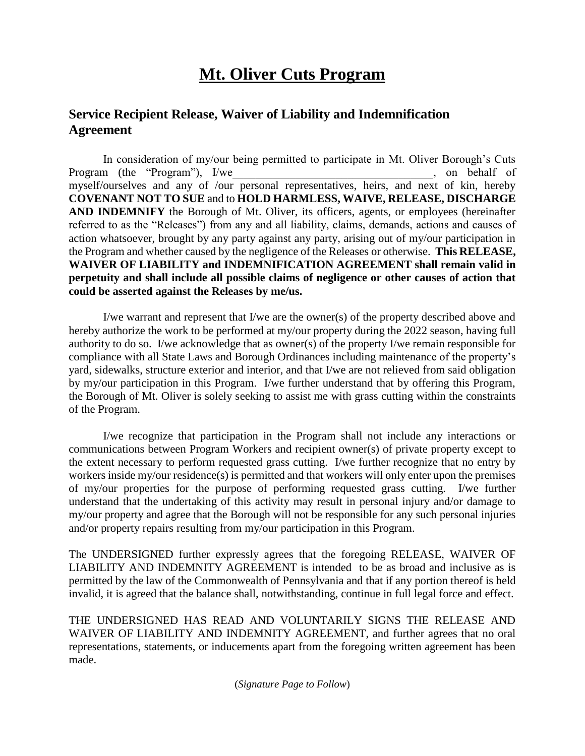# Mt. Oliver Cuts Program

## Service Recipient Release, Waiver of Liability and Indemnification Agreement

In consideration of my/our being permitted to participate in Mt. Oliver Borough's Cuts Program (the "Program"), I/we___________________________________, on behalf of myself/ourselves and any of /our personal representatives, heirs, and next of kin, hereby **COVENANT NOT TO SUE** and to **HOLD HARMLESS, WAIVE, RELEASE, DISCHARGE AND INDEMNIFY** the Borough of Mt. Oliver, its officers, agents, or employees (hereinafter referred to as the "Releases") from any and all liability, claims, demands, actions and causes of action whatsoever, brought by any party against any party, arising out of my/our participation in the Program and whether caused by the negligence of the Releases or otherwise. **This RELEASE, WAIVER OF LIABILITY and INDEMNIFICATION AGREEMENT shall remain valid in perpetuity and shall include all possible claims of negligence or other causes of action that could be asserted against the Releases by me/us.**

I/we warrant and represent that I/we are the owner(s) of the property described above and hereby authorize the work to be performed at my/our property during the 2022 season, having full authority to do so. I/we acknowledge that as owner(s) of the property I/we remain responsible for compliance with all State Laws and Borough Ordinances including maintenance of the property's yard, sidewalks, structure exterior and interior, and that I/we are not relieved from said obligation by my/our participation in this Program. I/we further understand that by offering this Program, the Borough of Mt. Oliver is solely seeking to assist me with grass cutting within the constraints of the Program.

I/we recognize that participation in the Program shall not include any interactions or communications between Program Workers and recipient owner(s) of private property except to the extent necessary to perform requested grass cutting. I/we further recognize that no entry by workers inside my/our residence(s) is permitted and that workers will only enter upon the premises of my/our properties for the purpose of performing requested grass cutting. I/we further understand that the undertaking of this activity may result in personal injury and/or damage to my/our property and agree that the Borough will not be responsible for any such personal injuries and/or property repairs resulting from my/our participation in this Program.

The UNDERSIGNED further expressly agrees that the foregoing RELEASE, WAIVER OF LIABILITY AND INDEMNITY AGREEMENT is intended to be as broad and inclusive as is permitted by the law of the Commonwealth of Pennsylvania and that if any portion thereof is held invalid, it is agreed that the balance shall, notwithstanding, continue in full legal force and effect.

THE UNDERSIGNED HAS READ AND VOLUNTARILY SIGNS THE RELEASE AND WAIVER OF LIABILITY AND INDEMNITY AGREEMENT, and further agrees that no oral representations, statements, or inducements apart from the foregoing written agreement has been made.

(*Signature Page to Follow*)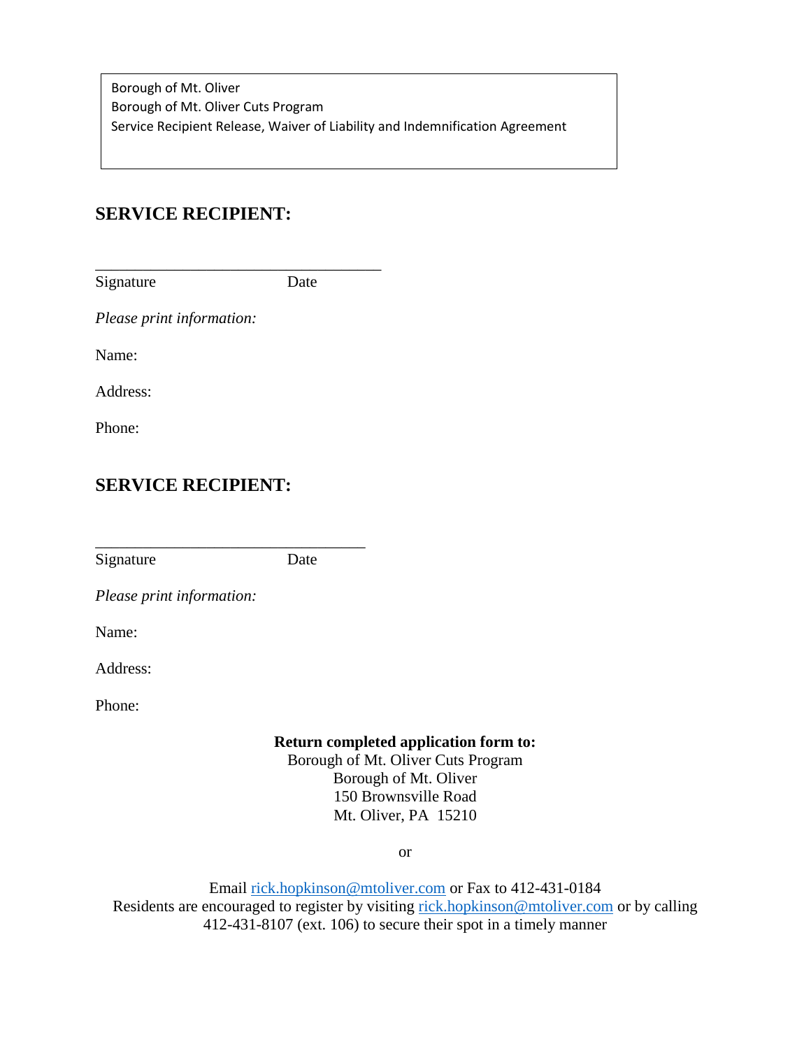Borough of Mt. Oliver
Borough of Mt. Oliver Cuts Program
Service Recipient Release, Waiver of Liability and Indemnification Agreement

## SERVICE RECIPIENT:

\_\_\_\_\_\_\_\_\_\_\_\_\_\_\_\_\_\_\_\_\_\_\_\_\_\_\_\_\_\_\_\_\_\_\_\_

Signature Date

*Please print information:*

Name:

Address:

Phone:

## SERVICE RECIPIENT:

\_\_\_\_\_\_\_\_\_\_\_\_\_\_\_\_\_\_\_\_\_\_\_\_\_\_\_\_\_\_\_\_\_\_\_\_

Signature Date

*Please print information:*

Name:

Address:

Phone:

**Return completed application form to:**
Borough of Mt. Oliver Cuts Program
Borough of Mt. Oliver
150 Brownsville Road
Mt. Oliver, PA 15210

or

Email rick.hopkinson@mtoliver.com or Fax to 412-431-0184
Residents are encouraged to register by visiting rick.hopkinson@mtoliver.com or by calling 412-431-8107 (ext. 106) to secure their spot in a timely manner